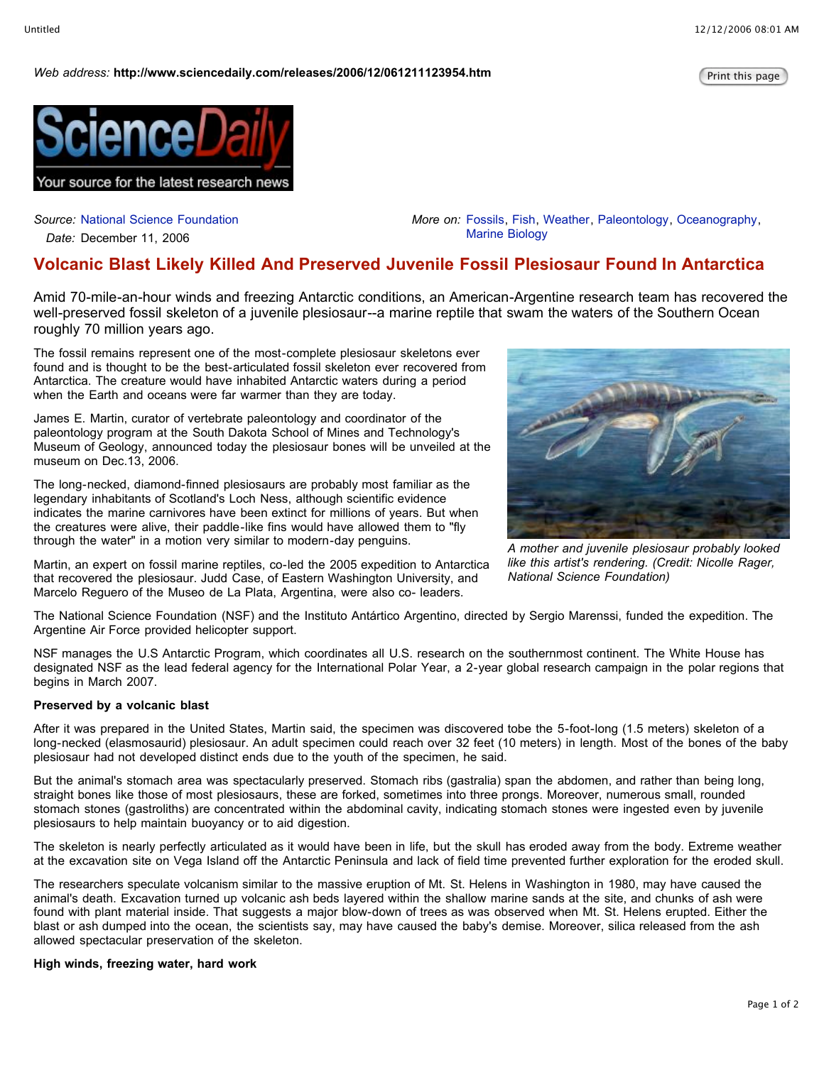*Web address:* **http://www.sciencedaily.com/releases/2006/12/061211123954.htm**

*Source:* National Science Foundation
*Date:* December 11, 2006

*More on:* Fossils, Fish, Weather, Paleontology, Oceanography, Marine Biology

# Volcanic Blast Likely Killed And Preserved Juvenile Fossil Plesiosaur Found In Antarctica

Amid 70-mile-an-hour winds and freezing Antarctic conditions, an American-Argentine research team has recovered the well-preserved fossil skeleton of a juvenile plesiosaur--a marine reptile that swam the waters of the Southern Ocean roughly 70 million years ago.

The fossil remains represent one of the most-complete plesiosaur skeletons ever found and is thought to be the best-articulated fossil skeleton ever recovered from Antarctica. The creature would have inhabited Antarctic waters during a period when the Earth and oceans were far warmer than they are today.

James E. Martin, curator of vertebrate paleontology and coordinator of the paleontology program at the South Dakota School of Mines and Technology's Museum of Geology, announced today the plesiosaur bones will be unveiled at the museum on Dec.13, 2006.

The long-necked, diamond-finned plesiosaurs are probably most familiar as the legendary inhabitants of Scotland's Loch Ness, although scientific evidence indicates the marine carnivores have been extinct for millions of years. But when the creatures were alive, their paddle-like fins would have allowed them to "fly through the water" in a motion very similar to modern-day penguins.

*A mother and juvenile plesiosaur probably looked like this artist's rendering. (Credit: Nicolle Rager, National Science Foundation)*

Martin, an expert on fossil marine reptiles, co-led the 2005 expedition to Antarctica that recovered the plesiosaur. Judd Case, of Eastern Washington University, and Marcelo Reguero of the Museo de La Plata, Argentina, were also co- leaders.

The National Science Foundation (NSF) and the Instituto Antártico Argentino, directed by Sergio Marenssi, funded the expedition. The Argentine Air Force provided helicopter support.

NSF manages the U.S Antarctic Program, which coordinates all U.S. research on the southernmost continent. The White House has designated NSF as the lead federal agency for the International Polar Year, a 2-year global research campaign in the polar regions that begins in March 2007.

**Preserved by a volcanic blast**

After it was prepared in the United States, Martin said, the specimen was discovered tobe the 5-foot-long (1.5 meters) skeleton of a long-necked (elasmosaurid) plesiosaur. An adult specimen could reach over 32 feet (10 meters) in length. Most of the bones of the baby plesiosaur had not developed distinct ends due to the youth of the specimen, he said.

But the animal's stomach area was spectacularly preserved. Stomach ribs (gastralia) span the abdomen, and rather than being long, straight bones like those of most plesiosaurs, these are forked, sometimes into three prongs. Moreover, numerous small, rounded stomach stones (gastroliths) are concentrated within the abdominal cavity, indicating stomach stones were ingested even by juvenile plesiosaurs to help maintain buoyancy or to aid digestion.

The skeleton is nearly perfectly articulated as it would have been in life, but the skull has eroded away from the body. Extreme weather at the excavation site on Vega Island off the Antarctic Peninsula and lack of field time prevented further exploration for the eroded skull.

The researchers speculate volcanism similar to the massive eruption of Mt. St. Helens in Washington in 1980, may have caused the animal's death. Excavation turned up volcanic ash beds layered within the shallow marine sands at the site, and chunks of ash were found with plant material inside. That suggests a major blow-down of trees as was observed when Mt. St. Helens erupted. Either the blast or ash dumped into the ocean, the scientists say, may have caused the baby's demise. Moreover, silica released from the ash allowed spectacular preservation of the skeleton.

**High winds, freezing water, hard work**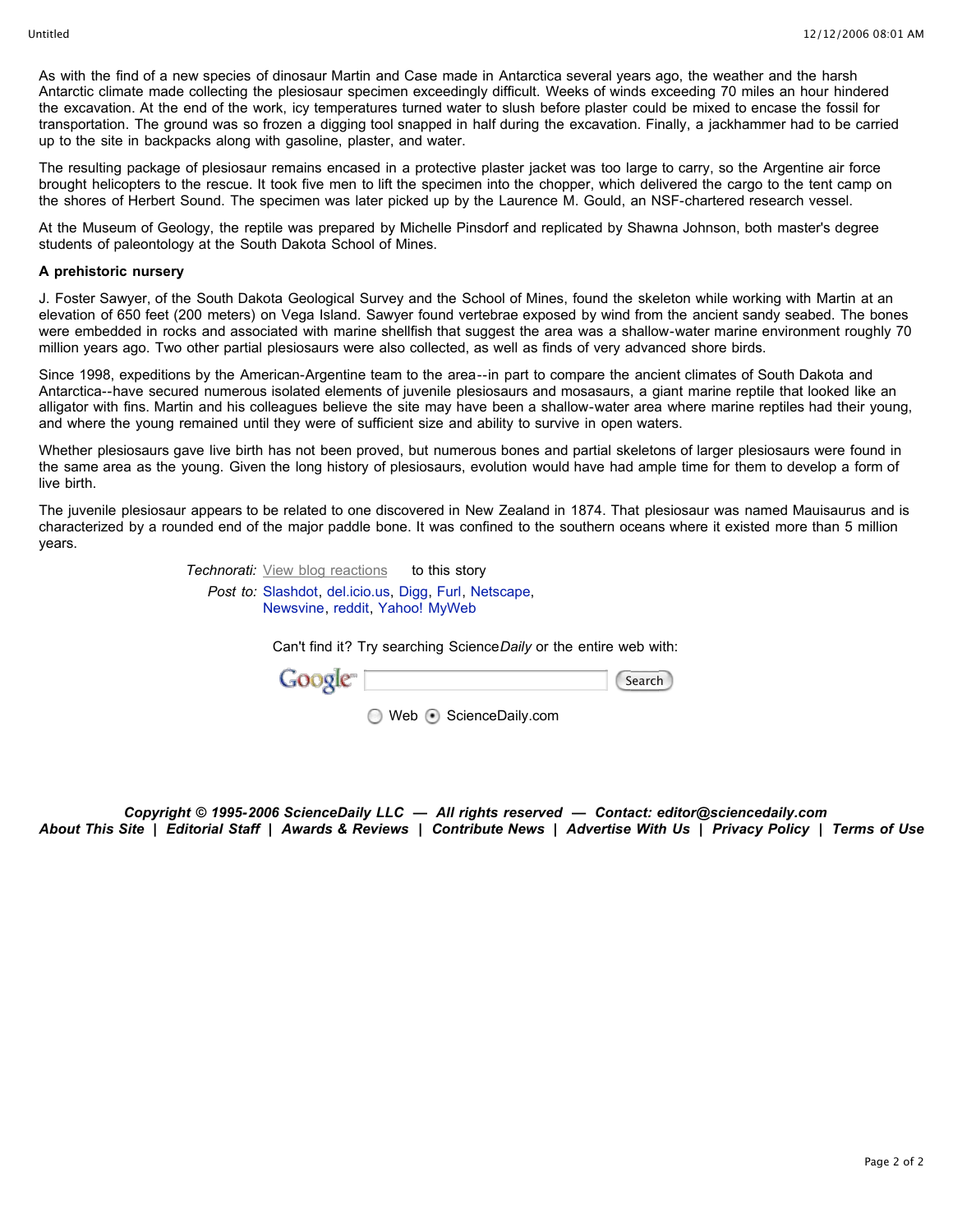As with the find of a new species of dinosaur Martin and Case made in Antarctica several years ago, the weather and the harsh Antarctic climate made collecting the plesiosaur specimen exceedingly difficult. Weeks of winds exceeding 70 miles an hour hindered the excavation. At the end of the work, icy temperatures turned water to slush before plaster could be mixed to encase the fossil for transportation. The ground was so frozen a digging tool snapped in half during the excavation. Finally, a jackhammer had to be carried up to the site in backpacks along with gasoline, plaster, and water.

The resulting package of plesiosaur remains encased in a protective plaster jacket was too large to carry, so the Argentine air force brought helicopters to the rescue. It took five men to lift the specimen into the chopper, which delivered the cargo to the tent camp on the shores of Herbert Sound. The specimen was later picked up by the Laurence M. Gould, an NSF-chartered research vessel.

At the Museum of Geology, the reptile was prepared by Michelle Pinsdorf and replicated by Shawna Johnson, both master's degree students of paleontology at the South Dakota School of Mines.

**A prehistoric nursery**

J. Foster Sawyer, of the South Dakota Geological Survey and the School of Mines, found the skeleton while working with Martin at an elevation of 650 feet (200 meters) on Vega Island. Sawyer found vertebrae exposed by wind from the ancient sandy seabed. The bones were embedded in rocks and associated with marine shellfish that suggest the area was a shallow-water marine environment roughly 70 million years ago. Two other partial plesiosaurs were also collected, as well as finds of very advanced shore birds.

Since 1998, expeditions by the American-Argentine team to the area--in part to compare the ancient climates of South Dakota and Antarctica--have secured numerous isolated elements of juvenile plesiosaurs and mosasaurs, a giant marine reptile that looked like an alligator with fins. Martin and his colleagues believe the site may have been a shallow-water area where marine reptiles had their young, and where the young remained until they were of sufficient size and ability to survive in open waters.

Whether plesiosaurs gave live birth has not been proved, but numerous bones and partial skeletons of larger plesiosaurs were found in the same area as the young. Given the long history of plesiosaurs, evolution would have had ample time for them to develop a form of live birth.

The juvenile plesiosaur appears to be related to one discovered in New Zealand in 1874. That plesiosaur was named Mauisaurus and is characterized by a rounded end of the major paddle bone. It was confined to the southern oceans where it existed more than 5 million years.

*Technorati:* View blog reactions to this story

*Post to:* Slashdot, del.icio.us, Digg, Furl, Netscape, Newsvine, reddit, Yahoo! MyWeb

Can't find it? Try searching Science*Daily* or the entire web with:

Google [ ] Search

Web ScienceDaily.com

***Copyright © 1995-2006 ScienceDaily LLC — All rights reserved — Contact: editor@sciencedaily.com***

***About This Site | Editorial Staff | Awards & Reviews | Contribute News | Advertise With Us | Privacy Policy | Terms of Use***